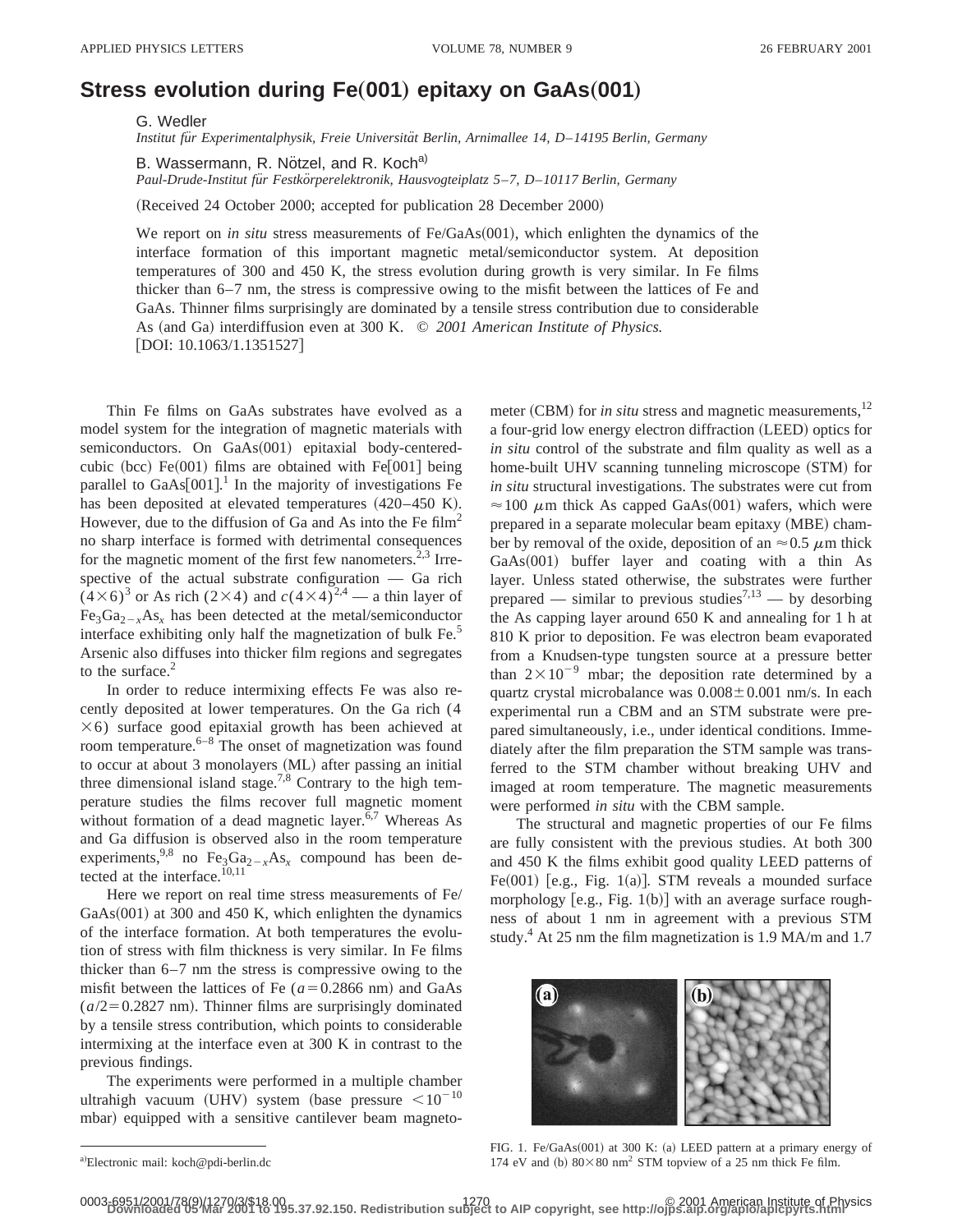# Stress evolution during Fe(001) epitaxy on GaAs(001)

G. Wedler
*Institut für Experimentalphysik, Freie Universität Berlin, Arnimallee 14, D–14195 Berlin, Germany*

B. Wassermann, R. Nötzel, and R. Koch[a)]
*Paul-Drude-Institut für Festkörperelektronik, Hausvogteiplatz 5–7, D–10117 Berlin, Germany*

(Received 24 October 2000; accepted for publication 28 December 2000)

We report on *in situ* stress measurements of Fe/GaAs(001), which enlighten the dynamics of the interface formation of this important magnetic metal/semiconductor system. At deposition temperatures of 300 and 450 K, the stress evolution during growth is very similar. In Fe films thicker than 6–7 nm, the stress is compressive owing to the misfit between the lattices of Fe and GaAs. Thinner films surprisingly are dominated by a tensile stress contribution due to considerable As (and Ga) interdiffusion even at 300 K. © *2001 American Institute of Physics.* [DOI: 10.1063/1.1351527]

Thin Fe films on GaAs substrates have evolved as a model system for the integration of magnetic materials with semiconductors. On GaAs(001) epitaxial body-centered-cubic (bcc) Fe(001) films are obtained with Fe[001] being parallel to GaAs[001].[1] In the majority of investigations Fe has been deposited at elevated temperatures (420–450 K). However, due to the diffusion of Ga and As into the Fe film[2] no sharp interface is formed with detrimental consequences for the magnetic moment of the first few nanometers.[2,3] Irrespective of the actual substrate configuration — Ga rich $(4\times6)$[3] or As rich $(2\times4)$ and $c(4\times4)$[2,4] — a thin layer of $Fe_3Ga_{2-x}As_x$ has been detected at the metal/semiconductor interface exhibiting only half the magnetization of bulk Fe.[5] Arsenic also diffuses into thicker film regions and segregates to the surface.[2]

In order to reduce intermixing effects Fe was also recently deposited at lower temperatures. On the Ga rich $(4\times6)$ surface good epitaxial growth has been achieved at room temperature.[6–8] The onset of magnetization was found to occur at about 3 monolayers (ML) after passing an initial three dimensional island stage.[7,8] Contrary to the high temperature studies the films recover full magnetic moment without formation of a dead magnetic layer.[6,7] Whereas As and Ga diffusion is observed also in the room temperature experiments,[9,8] no $Fe_3Ga_{2-x}As_x$ compound has been detected at the interface.[10,11]

Here we report on real time stress measurements of Fe/GaAs(001) at 300 and 450 K, which enlighten the dynamics of the interface formation. At both temperatures the evolution of stress with film thickness is very similar. In Fe films thicker than 6–7 nm the stress is compressive owing to the misfit between the lattices of Fe ($a=0.2866$ nm) and GaAs ($a/2=0.2827$ nm). Thinner films are surprisingly dominated by a tensile stress contribution, which points to considerable intermixing at the interface even at 300 K in contrast to the previous findings.

The experiments were performed in a multiple chamber ultrahigh vacuum (UHV) system (base pressure $<10^{-10}$ mbar) equipped with a sensitive cantilever beam magnetometer (CBM) for *in situ* stress and magnetic measurements,[12] a four-grid low energy electron diffraction (LEED) optics for *in situ* control of the substrate and film quality as well as a home-built UHV scanning tunneling microscope (STM) for *in situ* structural investigations. The substrates were cut from $\approx100$ μm thick As capped GaAs(001) wafers, which were prepared in a separate molecular beam epitaxy (MBE) chamber by removal of the oxide, deposition of an $\approx0.5$ μm thick GaAs(001) buffer layer and coating with a thin As layer. Unless stated otherwise, the substrates were further prepared — similar to previous studies[7,13] — by desorbing the As capping layer around 650 K and annealing for 1 h at 810 K prior to deposition. Fe was electron beam evaporated from a Knudsen-type tungsten source at a pressure better than $2\times10^{-9}$ mbar; the deposition rate determined by a quartz crystal microbalance was $0.008\pm0.001$ nm/s. In each experimental run a CBM and an STM substrate were prepared simultaneously, i.e., under identical conditions. Immediately after the film preparation the STM sample was transferred to the STM chamber without breaking UHV and imaged at room temperature. The magnetic measurements were performed *in situ* with the CBM sample.

The structural and magnetic properties of our Fe films are fully consistent with the previous studies. At both 300 and 450 K the films exhibit good quality LEED patterns of Fe(001) [e.g., Fig. 1(a)]. STM reveals a mounded surface morphology [e.g., Fig. 1(b)] with an average surface roughness of about 1 nm in agreement with a previous STM study.[4] At 25 nm the film magnetization is 1.9 MA/m and 1.7

(a) (b)

FIG. 1. Fe/GaAs(001) at 300 K: (a) LEED pattern at a primary energy of 174 eV and (b) $80\times80$ nm$^2$ STM topview of a 25 nm thick Fe film.

a)Electronic mail: koch@pdi-berlin.dc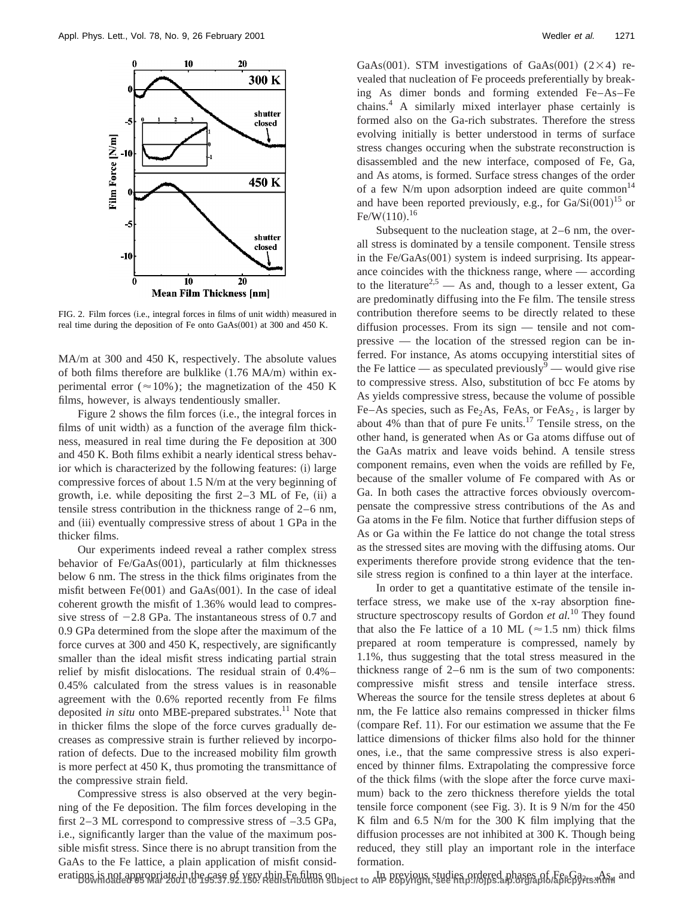0
10
20
300 K
0
-5
-10
shutter closed
0 1 2 3
1
0
-1
450 K
0
-5
-10
shutter closed
0
10
20
Film Force [N/m]
Mean Film Thickness [nm]

FIG. 2. Film forces (i.e., integral forces in films of unit width) measured in real time during the deposition of Fe onto GaAs(001) at 300 and 450 K.

MA/m at 300 and 450 K, respectively. The absolute values of both films therefore are bulklike (1.76 MA/m) within experimental error ($\approx 10\%$); the magnetization of the 450 K films, however, is always tendentiously smaller.

Figure 2 shows the film forces (i.e., the integral forces in films of unit width) as a function of the average film thickness, measured in real time during the Fe deposition at 300 and 450 K. Both films exhibit a nearly identical stress behavior which is characterized by the following features: (i) large compressive forces of about 1.5 N/m at the very beginning of growth, i.e. while depositing the first 2–3 ML of Fe, (ii) a tensile stress contribution in the thickness range of 2–6 nm, and (iii) eventually compressive stress of about 1 GPa in the thicker films.

Our experiments indeed reveal a rather complex stress behavior of Fe/GaAs(001), particularly at film thicknesses below 6 nm. The stress in the thick films originates from the misfit between Fe(001) and GaAs(001). In the case of ideal coherent growth the misfit of 1.36% would lead to compressive stress of $-2.8$ GPa. The instantaneous stress of 0.7 and 0.9 GPa determined from the slope after the maximum of the force curves at 300 and 450 K, respectively, are significantly smaller than the ideal misfit stress indicating partial strain relief by misfit dislocations. The residual strain of 0.4%–0.45% calculated from the stress values is in reasonable agreement with the 0.6% reported recently from Fe films deposited *in situ* onto MBE-prepared substrates.[11] Note that in thicker films the slope of the force curves gradually decreases as compressive strain is further relieved by incorporation of defects. Due to the increased mobility film growth is more perfect at 450 K, thus promoting the transmittance of the compressive strain field.

Compressive stress is also observed at the very beginning of the Fe deposition. The film forces developing in the first 2–3 ML correspond to compressive stress of –3.5 GPa, i.e., significantly larger than the value of the maximum possible misfit stress. Since there is no abrupt transition from the GaAs to the Fe lattice, a plain application of misfit considerations is not appropriate in the case of very thin Fe films on GaAs(001). STM investigations of GaAs(001) $(2\times4)$ revealed that nucleation of Fe proceeds preferentially by breaking As dimer bonds and forming extended Fe–As–Fe chains.[4] A similarly mixed interlayer phase certainly is formed also on the Ga-rich substrates. Therefore the stress evolving initially is better understood in terms of surface stress changes occuring when the substrate reconstruction is disassembled and the new interface, composed of Fe, Ga, and As atoms, is formed. Surface stress changes of the order of a few N/m upon adsorption indeed are quite common[14] and have been reported previously, e.g., for Ga/Si(001)[15] or Fe/W(110).[16]

Subsequent to the nucleation stage, at 2–6 nm, the overall stress is dominated by a tensile component. Tensile stress in the Fe/GaAs(001) system is indeed surprising. Its appearance coincides with the thickness range, where — according to the literature[2,5] — As and, though to a lesser extent, Ga are predominatly diffusing into the Fe film. The tensile stress contribution therefore seems to be directly related to these diffusion processes. From its sign — tensile and not compressive — the location of the stressed region can be inferred. For instance, As atoms occupying interstitial sites of the Fe lattice — as speculated previously[9] — would give rise to compressive stress. Also, substitution of bcc Fe atoms by As yields compressive stress, because the volume of possible Fe–As species, such as $Fe_2As$, FeAs, or $FeAs_2$, is larger by about 4% than that of pure Fe units.[17] Tensile stress, on the other hand, is generated when As or Ga atoms diffuse out of the GaAs matrix and leave voids behind. A tensile stress component remains, even when the voids are refilled by Fe, because of the smaller volume of Fe compared with As or Ga. In both cases the attractive forces obviously overcompensate the compressive stress contributions of the As and Ga atoms in the Fe film. Notice that further diffusion steps of As or Ga within the Fe lattice do not change the total stress as the stressed sites are moving with the diffusing atoms. Our experiments therefore provide strong evidence that the tensile stress region is confined to a thin layer at the interface.

In order to get a quantitative estimate of the tensile interface stress, we make use of the x-ray absorption fine-structure spectroscopy results of Gordon *et al.*[10] They found that also the Fe lattice of a 10 ML ($\approx 1.5$ nm) thick films prepared at room temperature is compressed, namely by 1.1%, thus suggesting that the total stress measured in the thickness range of 2–6 nm is the sum of two components: compressive misfit stress and tensile interface stress. Whereas the source for the tensile stress depletes at about 6 nm, the Fe lattice also remains compressed in thicker films (compare Ref. 11). For our estimation we assume that the Fe lattice dimensions of thicker films also hold for the thinner ones, i.e., that the same compressive stress is also experienced by thinner films. Extrapolating the compressive force of the thick films (with the slope after the force curve maximum) back to the zero thickness therefore yields the total tensile force component (see Fig. 3). It is 9 N/m for the 450 K film and 6.5 N/m for the 300 K film implying that the diffusion processes are not inhibited at 300 K. Though being reduced, they still play an important role in the interface formation.

In previous studies ordered phases of $Fe_3Ga_{2-x}As_x$ and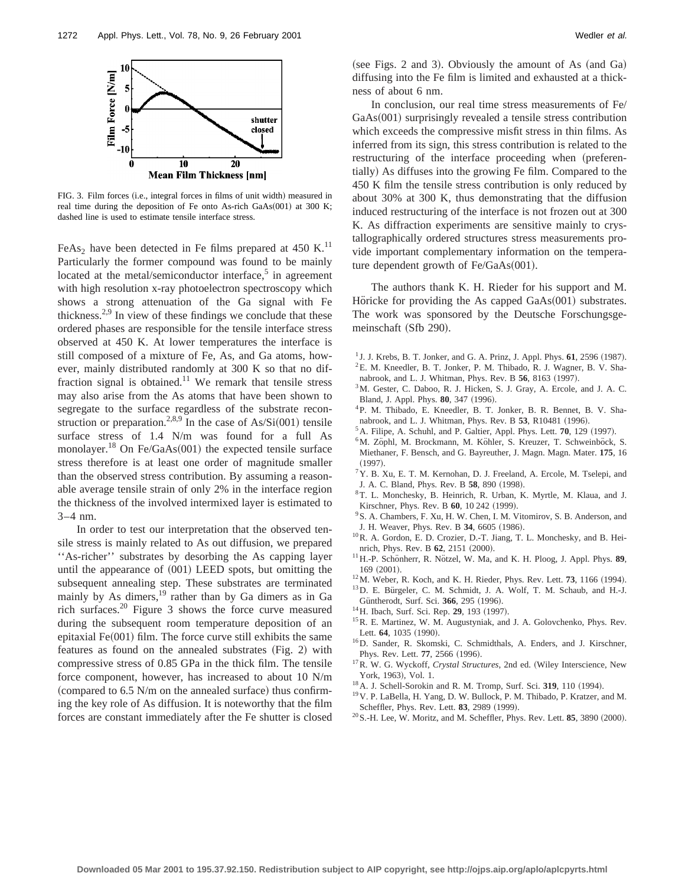Film Force [N/m]

10

5

0

-5

-10

0

10

20

Mean Film Thickness [nm]

shutter closed

FIG. 3. Film forces (i.e., integral forces in films of unit width) measured in real time during the deposition of Fe onto As-rich GaAs(001) at 300 K; dashed line is used to estimate tensile interface stress.

$FeAs_2$ have been detected in Fe films prepared at 450 K.[11] Particularly the former compound was found to be mainly located at the metal/semiconductor interface,[5] in agreement with high resolution x-ray photoelectron spectroscopy which shows a strong attenuation of the Ga signal with Fe thickness.[2,9] In view of these findings we conclude that these ordered phases are responsible for the tensile interface stress observed at 450 K. At lower temperatures the interface is still composed of a mixture of Fe, As, and Ga atoms, however, mainly distributed randomly at 300 K so that no diffraction signal is obtained.[11] We remark that tensile stress may also arise from the As atoms that have been shown to segregate to the surface regardless of the substrate reconstruction or preparation.[2,8,9] In the case of As/Si(001) tensile surface stress of 1.4 N/m was found for a full As monolayer.[18] On Fe/GaAs(001) the expected tensile surface stress therefore is at least one order of magnitude smaller than the observed stress contribution. By assuming a reasonable average tensile strain of only 2% in the interface region the thickness of the involved intermixed layer is estimated to 3–4 nm.

In order to test our interpretation that the observed tensile stress is mainly related to As out diffusion, we prepared ''As-richer'' substrates by desorbing the As capping layer until the appearance of (001) LEED spots, but omitting the subsequent annealing step. These substrates are terminated mainly by As dimers,[19] rather than by Ga dimers as in Ga rich surfaces.[20] Figure 3 shows the force curve measured during the subsequent room temperature deposition of an epitaxial Fe(001) film. The force curve still exhibits the same features as found on the annealed substrates (Fig. 2) with compressive stress of 0.85 GPa in the thick film. The tensile force component, however, has increased to about 10 N/m (compared to 6.5 N/m on the annealed surface) thus confirming the key role of As diffusion. It is noteworthy that the film forces are constant immediately after the Fe shutter is closed (see Figs. 2 and 3). Obviously the amount of As (and Ga) diffusing into the Fe film is limited and exhausted at a thickness of about 6 nm.

In conclusion, our real time stress measurements of Fe/GaAs(001) surprisingly revealed a tensile stress contribution which exceeds the compressive misfit stress in thin films. As inferred from its sign, this stress contribution is related to the restructuring of the interface proceeding when (preferentially) As diffuses into the growing Fe film. Compared to the 450 K film the tensile stress contribution is only reduced by about 30% at 300 K, thus demonstrating that the diffusion induced restructuring of the interface is not frozen out at 300 K. As diffraction experiments are sensitive mainly to crystallographically ordered structures stress measurements provide important complementary information on the temperature dependent growth of Fe/GaAs(001).

The authors thank K. H. Rieder for his support and M. Höricke for providing the As capped GaAs(001) substrates. The work was sponsored by the Deutsche Forschungsgemeinschaft (Sfb 290).

[1] J. J. Krebs, B. T. Jonker, and G. A. Prinz, J. Appl. Phys. **61**, 2596 (1987).
[2] E. M. Kneedler, B. T. Jonker, P. M. Thibado, R. J. Wagner, B. V. Shanabrook, and L. J. Whitman, Phys. Rev. B **56**, 8163 (1997).
[3] M. Gester, C. Daboo, R. J. Hicken, S. J. Gray, A. Ercole, and J. A. C. Bland, J. Appl. Phys. **80**, 347 (1996).
[4] P. M. Thibado, E. Kneedler, B. T. Jonker, B. R. Bennet, B. V. Shanabrook, and L. J. Whitman, Phys. Rev. B **53**, R10481 (1996).
[5] A. Filipe, A. Schuhl, and P. Galtier, Appl. Phys. Lett. **70**, 129 (1997).
[6] M. Zöphl, M. Brockmann, M. Köhler, S. Kreuzer, T. Schweinböck, S. Miethaner, F. Bensch, and G. Bayreuther, J. Magn. Magn. Mater. **175**, 16 (1997).
[7] Y. B. Xu, E. T. M. Kernohan, D. J. Freeland, A. Ercole, M. Tselepi, and J. A. C. Bland, Phys. Rev. B **58**, 890 (1998).
[8] T. L. Monchesky, B. Heinrich, R. Urban, K. Myrtle, M. Klaua, and J. Kirschner, Phys. Rev. B **60**, 10 242 (1999).
[9] S. A. Chambers, F. Xu, H. W. Chen, I. M. Vitomirov, S. B. Anderson, and J. H. Weaver, Phys. Rev. B **34**, 6605 (1986).
[10] R. A. Gordon, E. D. Crozier, D.-T. Jiang, T. L. Monchesky, and B. Heinrich, Phys. Rev. B **62**, 2151 (2000).
[11] H.-P. Schönherr, R. Nötzel, W. Ma, and K. H. Ploog, J. Appl. Phys. **89**, 169 (2001).
[12] M. Weber, R. Koch, and K. H. Rieder, Phys. Rev. Lett. **73**, 1166 (1994).
[13] D. E. Bürgeler, C. M. Schmidt, J. A. Wolf, T. M. Schaub, and H.-J. Güntherodt, Surf. Sci. **366**, 295 (1996).
[14] H. Ibach, Surf. Sci. Rep. **29**, 193 (1997).
[15] R. E. Martinez, W. M. Augustyniak, and J. A. Golovchenko, Phys. Rev. Lett. **64**, 1035 (1990).
[16] D. Sander, R. Skomski, C. Schmidthals, A. Enders, and J. Kirschner, Phys. Rev. Lett. **77**, 2566 (1996).
[17] R. W. G. Wyckoff, *Crystal Structures*, 2nd ed. (Wiley Interscience, New York, 1963), Vol. 1.
[18] A. J. Schell-Sorokin and R. M. Tromp, Surf. Sci. **319**, 110 (1994).
[19] V. P. LaBella, H. Yang, D. W. Bullock, P. M. Thibado, P. Kratzer, and M. Scheffler, Phys. Rev. Lett. **83**, 2989 (1999).
[20] S.-H. Lee, W. Moritz, and M. Scheffler, Phys. Rev. Lett. **85**, 3890 (2000).